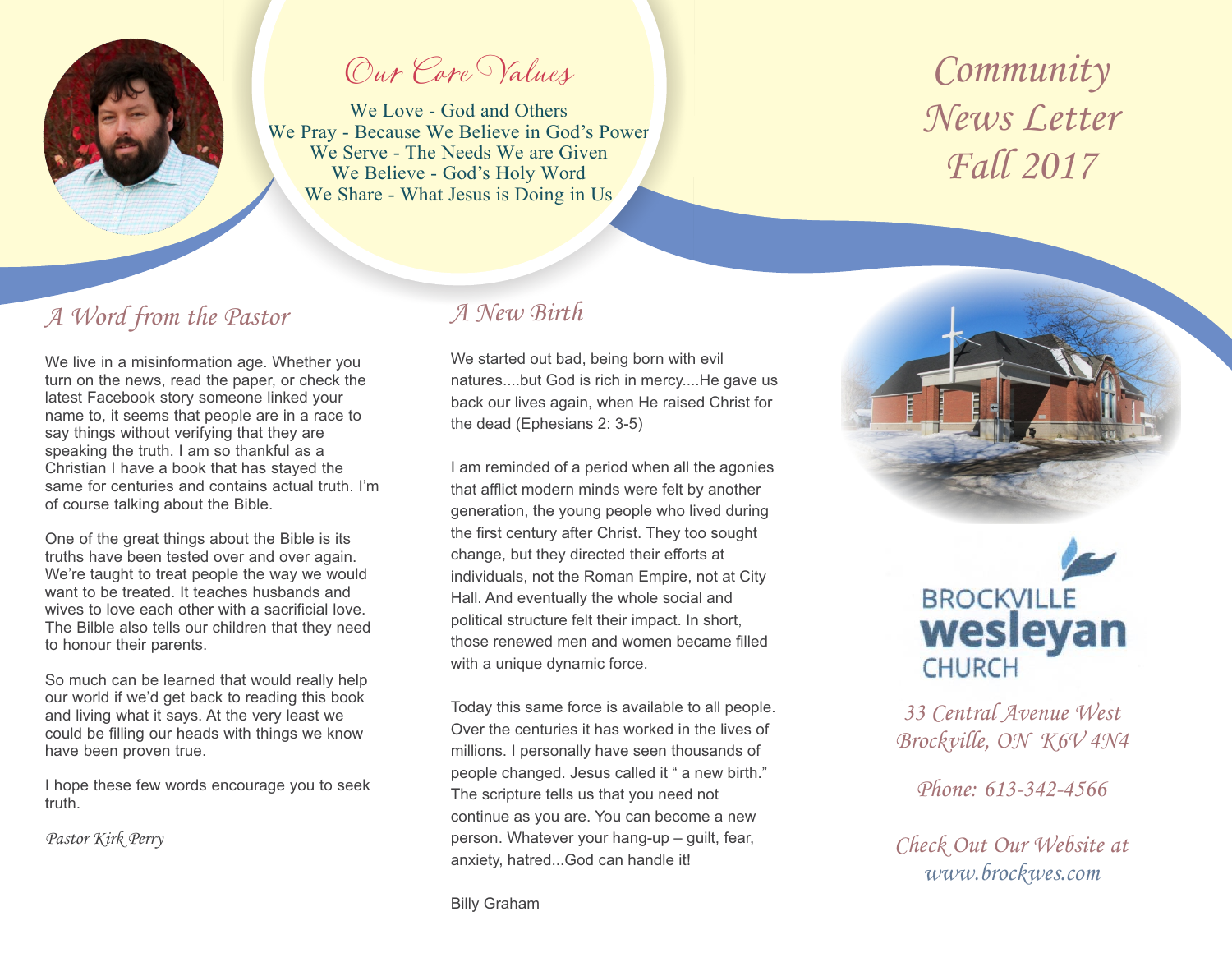# Community News Letter Fall 2017

## Our Core Values

We Love - God and Others
We Pray - Because We Believe in God's Power
We Serve - The Needs We are Given
We Believe - God's Holy Word
We Share - What Jesus is Doing in Us

## A Word from the Pastor

We live in a misinformation age. Whether you turn on the news, read the paper, or check the latest Facebook story someone linked your name to, it seems that people are in a race to say things without verifying that they are speaking the truth. I am so thankful as a Christian I have a book that has stayed the same for centuries and contains actual truth. I'm of course talking about the Bible.

One of the great things about the Bible is its truths have been tested over and over again. We're taught to treat people the way we would want to be treated. It teaches husbands and wives to love each other with a sacrificial love. The Bilble also tells our children that they need to honour their parents.

So much can be learned that would really help our world if we'd get back to reading this book and living what it says. At the very least we could be filling our heads with things we know have been proven true.

I hope these few words encourage you to seek truth.

*Pastor Kirk Perry*

## A New Birth

We started out bad, being born with evil natures....but God is rich in mercy....He gave us back our lives again, when He raised Christ for the dead (Ephesians 2: 3-5)

I am reminded of a period when all the agonies that afflict modern minds were felt by another generation, the young people who lived during the first century after Christ. They too sought change, but they directed their efforts at individuals, not the Roman Empire, not at City Hall. And eventually the whole social and political structure felt their impact. In short, those renewed men and women became filled with a unique dynamic force.

Today this same force is available to all people. Over the centuries it has worked in the lives of millions. I personally have seen thousands of people changed. Jesus called it " a new birth." The scripture tells us that you need not continue as you are. You can become a new person. Whatever your hang-up – guilt, fear, anxiety, hatred...God can handle it!

Billy Graham

BROCKVILLE wesleyan CHURCH

33 Central Avenue West
Brockville, ON K6V 4N4

Phone: 613-342-4566

Check Out Our Website at
www.brockwes.com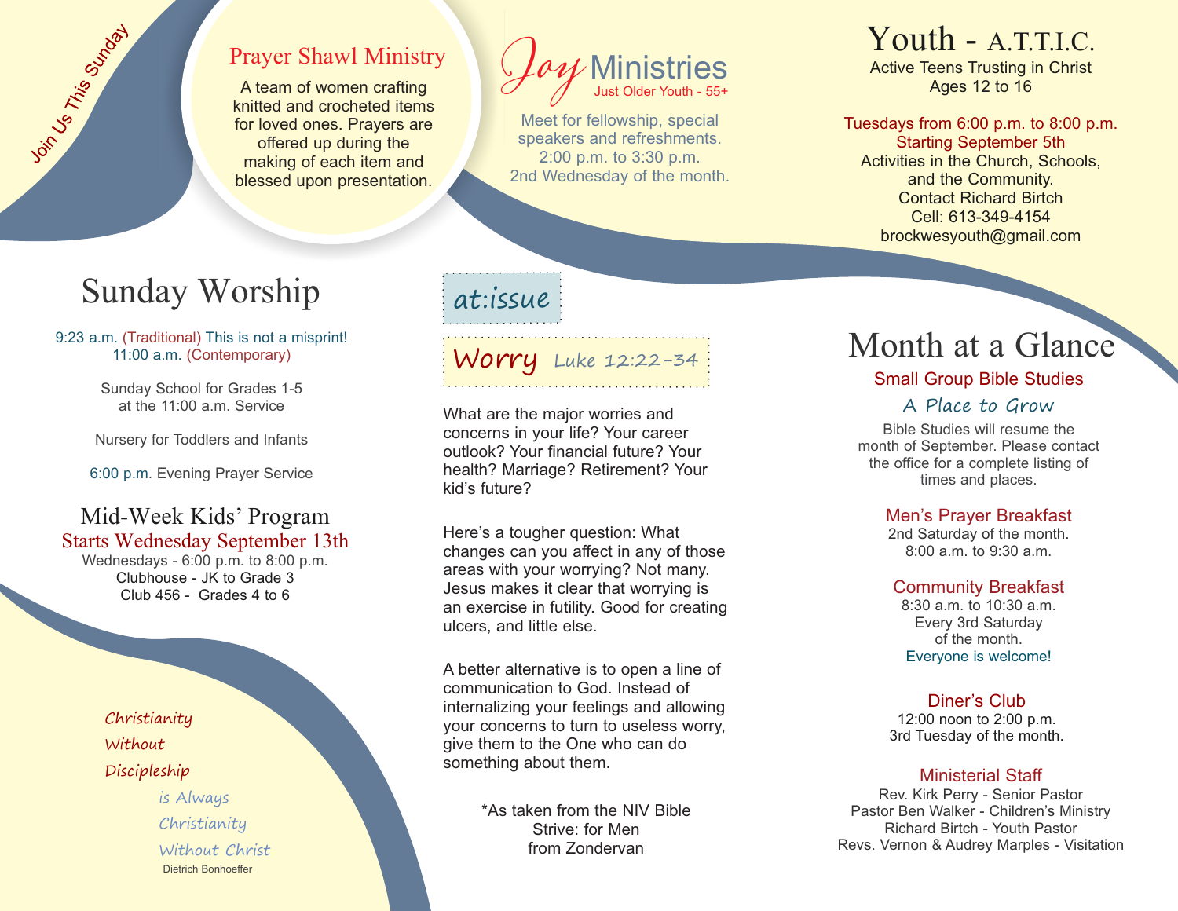Join Us This Sunday

## Prayer Shawl Ministry

A team of women crafting knitted and crocheted items for loved ones. Prayers are offered up during the making of each item and blessed upon presentation.

## Joy Ministries

Just Older Youth - 55+

Meet for fellowship, special speakers and refreshments.
2:00 p.m. to 3:30 p.m.
2nd Wednesday of the month.

## Youth - A.T.T.I.C.

Active Teens Trusting in Christ
Ages 12 to 16

Tuesdays from 6:00 p.m. to 8:00 p.m.
Starting September 5th
Activities in the Church, Schools, and the Community.
Contact Richard Birtch
Cell: 613-349-4154
brockwesyouth@gmail.com

# Sunday Worship

9:23 a.m. (Traditional) This is not a misprint!
11:00 a.m. (Contemporary)

Sunday School for Grades 1-5
at the 11:00 a.m. Service

Nursery for Toddlers and Infants

6:00 p.m. Evening Prayer Service

## Mid-Week Kids' Program

Starts Wednesday September 13th
Wednesdays - 6:00 p.m. to 8:00 p.m.
Clubhouse - JK to Grade 3
Club 456 - Grades 4 to 6

*Christianity Without Discipleship is Always Christianity Without Christ*
Dietrich Bonhoeffer

## at:issue

### Worry Luke 12:22-34

What are the major worries and concerns in your life? Your career outlook? Your financial future? Your health? Marriage? Retirement? Your kid's future?

Here's a tougher question: What changes can you affect in any of those areas with your worrying? Not many. Jesus makes it clear that worrying is an exercise in futility. Good for creating ulcers, and little else.

A better alternative is to open a line of communication to God. Instead of internalizing your feelings and allowing your concerns to turn to useless worry, give them to the One who can do something about them.

*As taken from the NIV Bible
Strive: for Men
from Zondervan

# Month at a Glance

### Small Group Bible Studies

A Place to Grow

Bible Studies will resume the month of September. Please contact the office for a complete listing of times and places.

### Men's Prayer Breakfast

2nd Saturday of the month.
8:00 a.m. to 9:30 a.m.

### Community Breakfast

8:30 a.m. to 10:30 a.m.
Every 3rd Saturday of the month.
Everyone is welcome!

### Diner's Club

12:00 noon to 2:00 p.m.
3rd Tuesday of the month.

### Ministerial Staff

Rev. Kirk Perry - Senior Pastor
Pastor Ben Walker - Children's Ministry
Richard Birtch - Youth Pastor
Revs. Vernon & Audrey Marples - Visitation